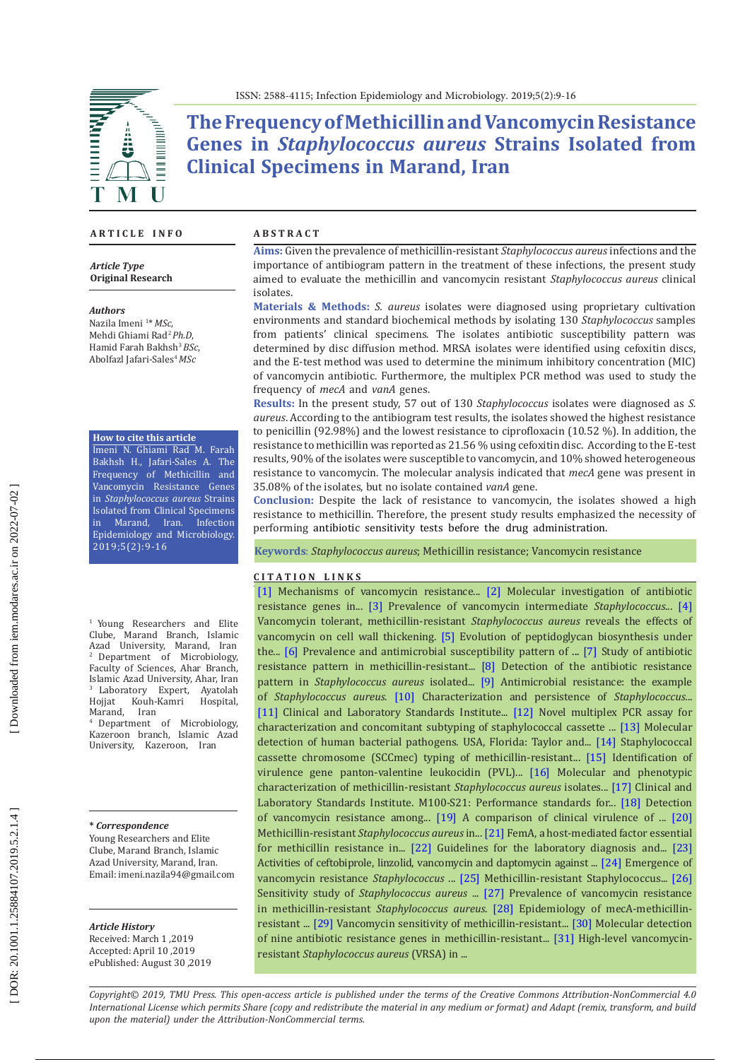# The Frequency of Methicillin and Vancomycin Resistance Genes in *Staphylococcus aureus* Strains Isolated from Clinical Specimens in Marand, Iran

## ARTICLE INFO

***Article Type***
**Original Research**

***Authors***
Nazila Imeni [1]* *MSc*,
Mehdi Ghiami Rad [2] *Ph.D*,
Hamid Farah Bakhsh [3] *BSc*,
Abolfazl Jafari-Sales [4] *MSc*

**How to cite this article**
Imeni N. Ghiami Rad M. Farah Bakhsh H., Jafari-Sales A. The Frequency of Methicillin and Vancomycin Resistance Genes in *Staphylococcus aureus* Strains Isolated from Clinical Specimens in Marand, Iran. Infection Epidemiology and Microbiology. 2019;5(2):9-16

[1] Young Researchers and Elite Clube, Marand Branch, Islamic Azad University, Marand, Iran
[2] Department of Microbiology, Faculty of Sciences, Ahar Branch, Islamic Azad University, Ahar, Iran
[3] Laboratory Expert, Ayatolah Hojjat Kouh-Kamri Hospital, Marand, Iran
[4] Department of Microbiology, Kazeroon branch, Islamic Azad University, Kazeroon, Iran

***\* Correspondence***
Young Researchers and Elite Clube, Marand Branch, Islamic Azad University, Marand, Iran.
Email: imeni.nazila94@gmail.com

***Article History***
Received: March 1 ,2019
Accepted: April 10 ,2019
ePublished: August 30 ,2019

## ABSTRACT

**Aims:** Given the prevalence of methicillin-resistant *Staphylococcus aureus* infections and the importance of antibiogram pattern in the treatment of these infections, the present study aimed to evaluate the methicillin and vancomycin resistant *Staphylococcus aureus* clinical isolates.

**Materials & Methods:** *S. aureus* isolates were diagnosed using proprietary cultivation environments and standard biochemical methods by isolating 130 *Staphylococcus* samples from patients' clinical specimens. The isolates antibiotic susceptibility pattern was determined by disc diffusion method. MRSA isolates were identified using cefoxitin discs, and the E-test method was used to determine the minimum inhibitory concentration (MIC) of vancomycin antibiotic. Furthermore, the multiplex PCR method was used to study the frequency of *mecA* and *vanA* genes.

**Results:** In the present study, 57 out of 130 *Staphylococcus* isolates were diagnosed as *S. aureus*. According to the antibiogram test results, the isolates showed the highest resistance to penicillin (92.98%) and the lowest resistance to ciprofloxacin (10.52 %). In addition, the resistance to methicillin was reported as 21.56 % using cefoxitin disc. According to the E-test results, 90% of the isolates were susceptible to vancomycin, and 10% showed heterogeneous resistance to vancomycin. The molecular analysis indicated that *mecA* gene was present in 35.08% of the isolates, but no isolate contained *vanA* gene.

**Conclusion:** Despite the lack of resistance to vancomycin, the isolates showed a high resistance to methicillin. Therefore, the present study results emphasized the necessity of performing antibiotic sensitivity tests before the drug administration.

**Keywords**: *Staphylococcus aureus*; Methicillin resistance; Vancomycin resistance

## CITATION LINKS

[1] Mechanisms of vancomycin resistance... [2] Molecular investigation of antibiotic resistance genes in... [3] Prevalence of vancomycin intermediate *Staphylococcus*... [4] Vancomycin tolerant, methicillin-resistant *Staphylococcus aureus* reveals the effects of vancomycin on cell wall thickening. [5] Evolution of peptidoglycan biosynthesis under the... [6] Prevalence and antimicrobial susceptibility pattern of ... [7] Study of antibiotic resistance pattern in methicillin-resistant... [8] Detection of the antibiotic resistance pattern in *Staphylococcus aureus* isolated... [9] Antimicrobial resistance: the example of *Staphylococcus aureus.* [10] Characterization and persistence of *Staphylococcus*... [11] Clinical and Laboratory Standards Institute... [12] Novel multiplex PCR assay for characterization and concomitant subtyping of staphylococcal cassette ... [13] Molecular detection of human bacterial pathogens. USA, Florida: Taylor and... [14] Staphylococcal cassette chromosome (SCCmec) typing of methicillin-resistant... [15] Identification of virulence gene panton-valentine leukocidin (PVL)... [16] Molecular and phenotypic characterization of methicillin-resistant *Staphylococcus aureus* isolates... [17] Clinical and Laboratory Standards Institute. M100-S21: Performance standards for... [18] Detection of vancomycin resistance among... [19] A comparison of clinical virulence of ... [20] Methicillin-resistant *Staphylococcus aureus* in... [21] FemA, a host-mediated factor essential for methicillin resistance in... [22] Guidelines for the laboratory diagnosis and... [23] Activities of ceftobiprole, linzolid, vancomycin and daptomycin against ... [24] Emergence of vancomycin resistance *Staphylococcus* ... [25] Methicillin-resistant Staphylococcus... [26] Sensitivity study of *Staphylococcus aureus* ... [27] Prevalence of vancomycin resistance in methicillin-resistant *Staphylococcus aureus.* [28] Epidemiology of mecA-methicillin-resistant ... [29] Vancomycin sensitivity of methicillin-resistant... [30] Molecular detection of nine antibiotic resistance genes in methicillin-resistant... [31] High-level vancomycin-resistant *Staphylococcus aureus* (VRSA) in ...

*Copyright© 2019, TMU Press. This open-access article is published under the terms of the Creative Commons Attribution-NonCommercial 4.0 International License which permits Share (copy and redistribute the material in any medium or format) and Adapt (remix, transform, and build upon the material) under the Attribution-NonCommercial terms.*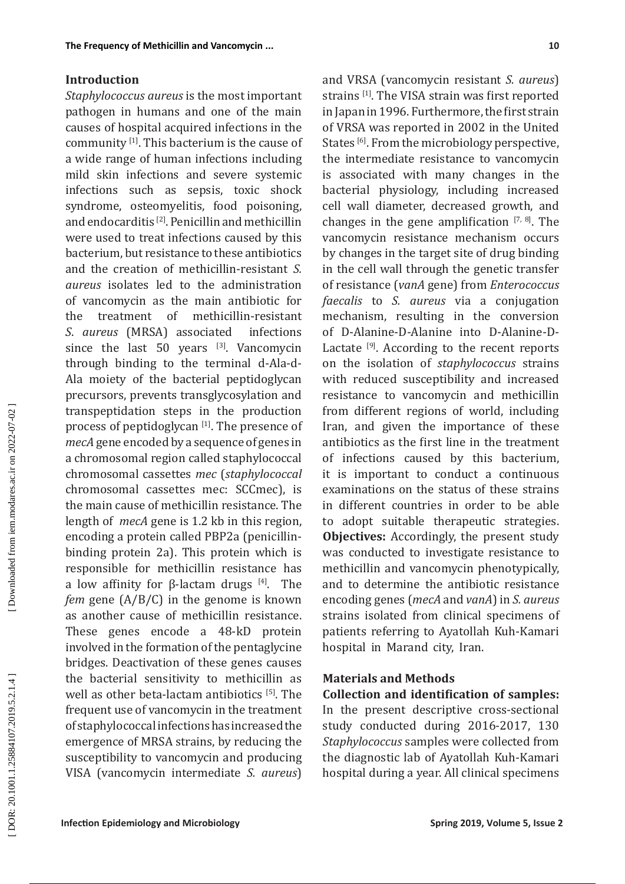## Introduction

*Staphylococcus aureus* is the most important pathogen in humans and one of the main causes of hospital acquired infections in the community [1]. This bacterium is the cause of a wide range of human infections including mild skin infections and severe systemic infections such as sepsis, toxic shock syndrome, osteomyelitis, food poisoning, and endocarditis [2]. Penicillin and methicillin were used to treat infections caused by this bacterium, but resistance to these antibiotics and the creation of methicillin-resistant *S. aureus* isolates led to the administration of vancomycin as the main antibiotic for the treatment of methicillin-resistant *S. aureus* (MRSA) associated infections since the last 50 years [3]. Vancomycin through binding to the terminal d-Ala-d-Ala moiety of the bacterial peptidoglycan precursors, prevents transglycosylation and transpeptidation steps in the production process of peptidoglycan [1]. The presence of *mecA* gene encoded by a sequence of genes in a chromosomal region called staphylococcal chromosomal cassettes *mec* (*staphylococcal* chromosomal cassettes mec: SCCmec), is the main cause of methicillin resistance. The length of *mecA* gene is 1.2 kb in this region, encoding a protein called PBP2a (penicillin-binding protein 2a). This protein which is responsible for methicillin resistance has a low affinity for β-lactam drugs [4]. The *fem* gene (A/B/C) in the genome is known as another cause of methicillin resistance. These genes encode a 48-kD protein involved in the formation of the pentaglycine bridges. Deactivation of these genes causes the bacterial sensitivity to methicillin as well as other beta-lactam antibiotics [5]. The frequent use of vancomycin in the treatment of staphylococcal infections has increased the emergence of MRSA strains, by reducing the susceptibility to vancomycin and producing VISA (vancomycin intermediate *S. aureus*) and VRSA (vancomycin resistant *S. aureus*) strains [1]. The VISA strain was first reported in Japan in 1996. Furthermore, the first strain of VRSA was reported in 2002 in the United States [6]. From the microbiology perspective, the intermediate resistance to vancomycin is associated with many changes in the bacterial physiology, including increased cell wall diameter, decreased growth, and changes in the gene amplification [7, 8]. The vancomycin resistance mechanism occurs by changes in the target site of drug binding in the cell wall through the genetic transfer of resistance (*vanA* gene) from *Enterococcus faecalis* to *S. aureus* via a conjugation mechanism, resulting in the conversion of D-Alanine-D-Alanine into D-Alanine-D-Lactate [9]. According to the recent reports on the isolation of *staphylococcus* strains with reduced susceptibility and increased resistance to vancomycin and methicillin from different regions of world, including Iran, and given the importance of these antibiotics as the first line in the treatment of infections caused by this bacterium, it is important to conduct a continuous examinations on the status of these strains in different countries in order to be able to adopt suitable therapeutic strategies.

**Objectives:** Accordingly, the present study was conducted to investigate resistance to methicillin and vancomycin phenotypically, and to determine the antibiotic resistance encoding genes (*mecA* and *vanA*) in *S. aureus* strains isolated from clinical specimens of patients referring to Ayatollah Kuh-Kamari hospital in Marand city, Iran.

## Materials and Methods

**Collection and identification of samples:** In the present descriptive cross-sectional study conducted during 2016-2017, 130 *Staphylococcus* samples were collected from the diagnostic lab of Ayatollah Kuh-Kamari hospital during a year. All clinical specimens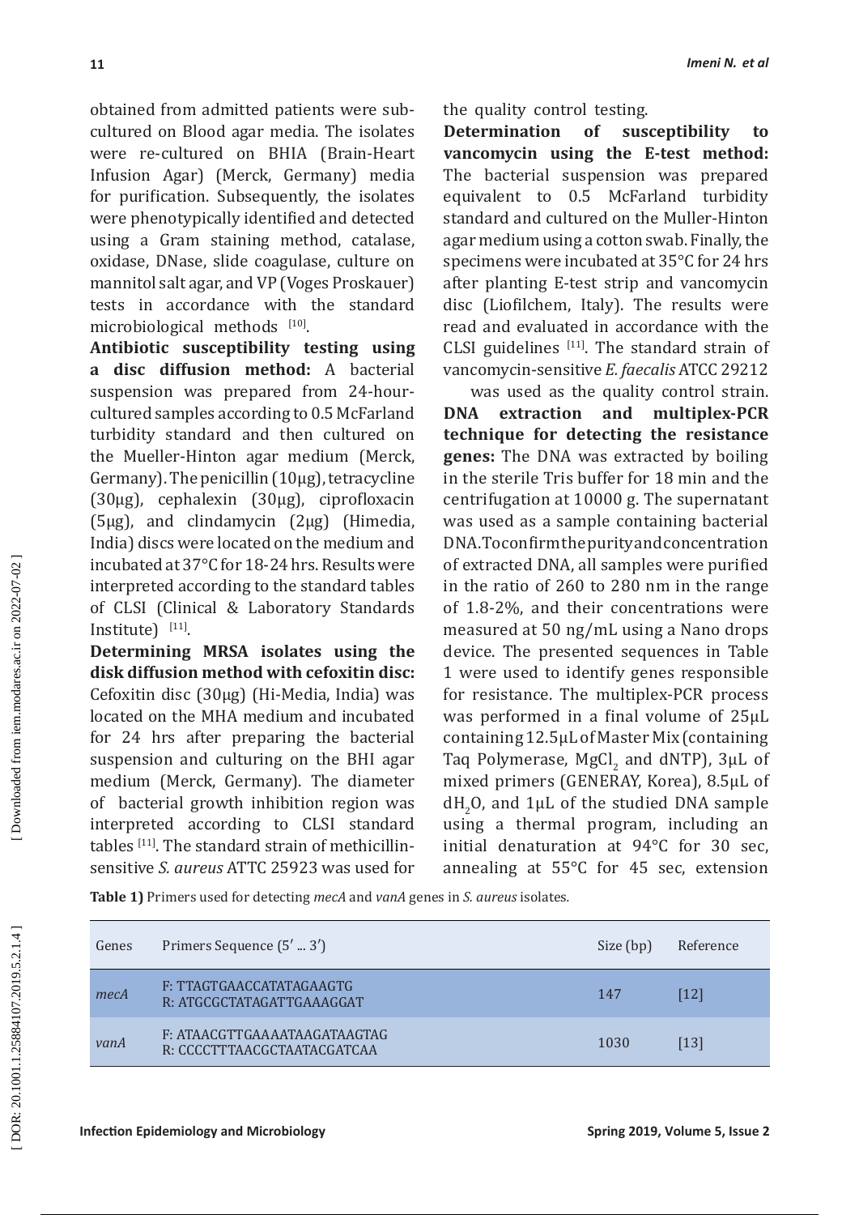obtained from admitted patients were sub-cultured on Blood agar media. The isolates were re-cultured on BHIA (Brain-Heart Infusion Agar) (Merck, Germany) media for purification. Subsequently, the isolates were phenotypically identified and detected using a Gram staining method, catalase, oxidase, DNase, slide coagulase, culture on mannitol salt agar, and VP (Voges Proskauer) tests in accordance with the standard microbiological methods [10].

**Antibiotic susceptibility testing using a disc diffusion method:** A bacterial suspension was prepared from 24-hour-cultured samples according to 0.5 McFarland turbidity standard and then cultured on the Mueller-Hinton agar medium (Merck, Germany). The penicillin (10μg), tetracycline (30μg), cephalexin (30μg), ciprofloxacin (5μg), and clindamycin (2μg) (Himedia, India) discs were located on the medium and incubated at 37°C for 18-24 hrs. Results were interpreted according to the standard tables of CLSI (Clinical & Laboratory Standards Institute) [11].

**Determining MRSA isolates using the disk diffusion method with cefoxitin disc:** Cefoxitin disc (30μg) (Hi-Media, India) was located on the MHA medium and incubated for 24 hrs after preparing the bacterial suspension and culturing on the BHI agar medium (Merck, Germany). The diameter of bacterial growth inhibition region was interpreted according to CLSI standard tables [11]. The standard strain of methicillin-sensitive *S. aureus* ATTC 25923 was used for the quality control testing.

**Determination of susceptibility to vancomycin using the E-test method:** The bacterial suspension was prepared equivalent to 0.5 McFarland turbidity standard and cultured on the Muller-Hinton agar medium using a cotton swab. Finally, the specimens were incubated at 35°C for 24 hrs after planting E-test strip and vancomycin disc (Liofilchem, Italy). The results were read and evaluated in accordance with the CLSI guidelines [11]. The standard strain of vancomycin-sensitive *E. faecalis* ATCC 29212 was used as the quality control strain.

**DNA extraction and multiplex-PCR technique for detecting the resistance genes:** The DNA was extracted by boiling in the sterile Tris buffer for 18 min and the centrifugation at 10000 g. The supernatant was used as a sample containing bacterial DNA. To confirm the purity and concentration of extracted DNA, all samples were purified in the ratio of 260 to 280 nm in the range of 1.8-2%, and their concentrations were measured at 50 ng/mL using a Nano drops device. The presented sequences in Table 1 were used to identify genes responsible for resistance. The multiplex-PCR process was performed in a final volume of 25μL containing 12.5μL of Master Mix (containing Taq Polymerase, $MgCl_2$ and dNTP), 3μL of mixed primers (GENERAY, Korea), 8.5μL of $dH_2O$, and 1μL of the studied DNA sample using a thermal program, including an initial denaturation at 94°C for 30 sec, annealing at 55°C for 45 sec, extension

**Table 1)** Primers used for detecting *mecA* and *vanA* genes in *S. aureus* isolates.

| Genes | Primers Sequence (5′ ... 3′) | Size (bp) | Reference |
|---|---|---|---|
| *mecA* | F: TTAGTGAACCATATAGAAGTG<br>R: ATGCGCTATAGATTGAAAGGAT | 147 | [12] |
| *vanA* | F: ATAACGTTGAAAATAAGATAAGTAG<br>R: CCCCTTTAACGCTAATACGATCAA | 1030 | [13] |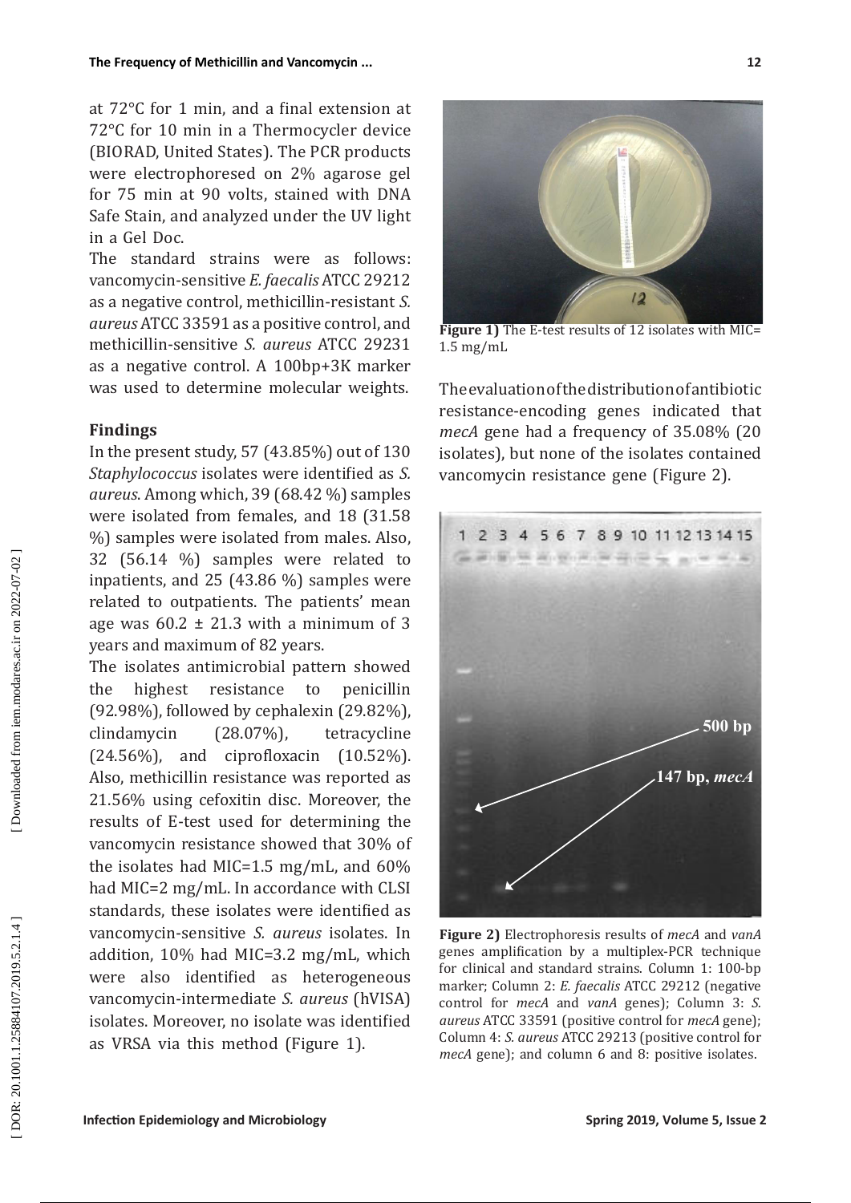at 72°C for 1 min, and a final extension at 72°C for 10 min in a Thermocycler device (BIORAD, United States). The PCR products were electrophoresed on 2% agarose gel for 75 min at 90 volts, stained with DNA Safe Stain, and analyzed under the UV light in a Gel Doc.

The standard strains were as follows: vancomycin-sensitive *E. faecalis* ATCC 29212 as a negative control, methicillin-resistant *S. aureus* ATCC 33591 as a positive control, and methicillin-sensitive *S. aureus* ATCC 29231 as a negative control. A 100bp+3K marker was used to determine molecular weights.

## Findings

In the present study, 57 (43.85%) out of 130 *Staphylococcus* isolates were identified as *S. aureus*. Among which, 39 (68.42 %) samples were isolated from females, and 18 (31.58 %) samples were isolated from males. Also, 32 (56.14 %) samples were related to inpatients, and 25 (43.86 %) samples were related to outpatients. The patients' mean age was 60.2 ± 21.3 with a minimum of 3 years and maximum of 82 years.

The isolates antimicrobial pattern showed the highest resistance to penicillin (92.98%), followed by cephalexin (29.82%), clindamycin (28.07%), tetracycline (24.56%), and ciprofloxacin (10.52%). Also, methicillin resistance was reported as 21.56% using cefoxitin disc. Moreover, the results of E-test used for determining the vancomycin resistance showed that 30% of the isolates had MIC=1.5 mg/mL, and 60% had MIC=2 mg/mL. In accordance with CLSI standards, these isolates were identified as vancomycin-sensitive *S. aureus* isolates. In addition, 10% had MIC=3.2 mg/mL, which were also identified as heterogeneous vancomycin-intermediate *S. aureus* (hVISA) isolates. Moreover, no isolate was identified as VRSA via this method (Figure 1).

**Figure 1)** The E-test results of 12 isolates with MIC= 1.5 mg/mL

The evaluation of the distribution of antibiotic resistance-encoding genes indicated that *mecA* gene had a frequency of 35.08% (20 isolates), but none of the isolates contained vancomycin resistance gene (Figure 2).

**Figure 2)** Electrophoresis results of *mecA* and *vanA* genes amplification by a multiplex-PCR technique for clinical and standard strains. Column 1: 100-bp marker; Column 2: *E. faecalis* ATCC 29212 (negative control for *mecA* and *vanA* genes); Column 3: *S. aureus* ATCC 33591 (positive control for *mecA* gene); Column 4: *S. aureus* ATCC 29213 (positive control for *mecA* gene); and column 6 and 8: positive isolates.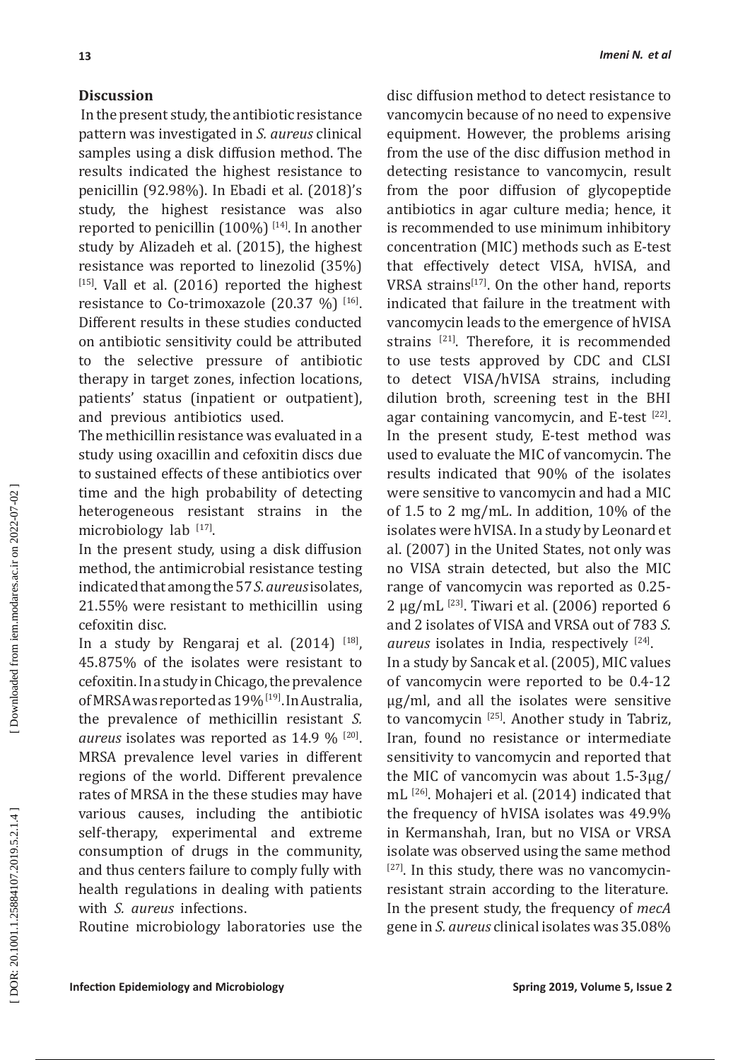## Discussion

In the present study, the antibiotic resistance pattern was investigated in *S. aureus* clinical samples using a disk diffusion method. The results indicated the highest resistance to penicillin (92.98%). In Ebadi et al. (2018)'s study, the highest resistance was also reported to penicillin (100%) [14]. In another study by Alizadeh et al. (2015), the highest resistance was reported to linezolid (35%) [15]. Vall et al. (2016) reported the highest resistance to Co-trimoxazole (20.37 %) [16]. Different results in these studies conducted on antibiotic sensitivity could be attributed to the selective pressure of antibiotic therapy in target zones, infection locations, patients' status (inpatient or outpatient), and previous antibiotics used.

The methicillin resistance was evaluated in a study using oxacillin and cefoxitin discs due to sustained effects of these antibiotics over time and the high probability of detecting heterogeneous resistant strains in the microbiology lab [17].

In the present study, using a disk diffusion method, the antimicrobial resistance testing indicated that among the 57 *S. aureus* isolates, 21.55% were resistant to methicillin using cefoxitin disc.

In a study by Rengaraj et al. (2014) [18], 45.875% of the isolates were resistant to cefoxitin. In a study in Chicago, the prevalence of MRSA was reported as 19% [19]. In Australia, the prevalence of methicillin resistant *S. aureus* isolates was reported as 14.9 % [20]. MRSA prevalence level varies in different regions of the world. Different prevalence rates of MRSA in the these studies may have various causes, including the antibiotic self-therapy, experimental and extreme consumption of drugs in the community, and thus centers failure to comply fully with health regulations in dealing with patients with *S. aureus* infections.

Routine microbiology laboratories use the disc diffusion method to detect resistance to vancomycin because of no need to expensive equipment. However, the problems arising from the use of the disc diffusion method in detecting resistance to vancomycin, result from the poor diffusion of glycopeptide antibiotics in agar culture media; hence, it is recommended to use minimum inhibitory concentration (MIC) methods such as E-test that effectively detect VISA, hVISA, and VRSA strains[17]. On the other hand, reports indicated that failure in the treatment with vancomycin leads to the emergence of hVISA strains [21]. Therefore, it is recommended to use tests approved by CDC and CLSI to detect VISA/hVISA strains, including dilution broth, screening test in the BHI agar containing vancomycin, and E-test [22].

In the present study, E-test method was used to evaluate the MIC of vancomycin. The results indicated that 90% of the isolates were sensitive to vancomycin and had a MIC of 1.5 to 2 mg/mL. In addition, 10% of the isolates were hVISA. In a study by Leonard et al. (2007) in the United States, not only was no VISA strain detected, but also the MIC range of vancomycin was reported as 0.25-2 µg/mL [23]. Tiwari et al. (2006) reported 6 and 2 isolates of VISA and VRSA out of 783 *S. aureus* isolates in India, respectively [24].

In a study by Sancak et al. (2005), MIC values of vancomycin were reported to be 0.4-12 µg/ml, and all the isolates were sensitive to vancomycin [25]. Another study in Tabriz, Iran, found no resistance or intermediate sensitivity to vancomycin and reported that the MIC of vancomycin was about 1.5-3µg/mL [26]. Mohajeri et al. (2014) indicated that the frequency of hVISA isolates was 49.9% in Kermanshah, Iran, but no VISA or VRSA isolate was observed using the same method [27]. In this study, there was no vancomycin-resistant strain according to the literature.

In the present study, the frequency of *mecA* gene in *S. aureus* clinical isolates was 35.08%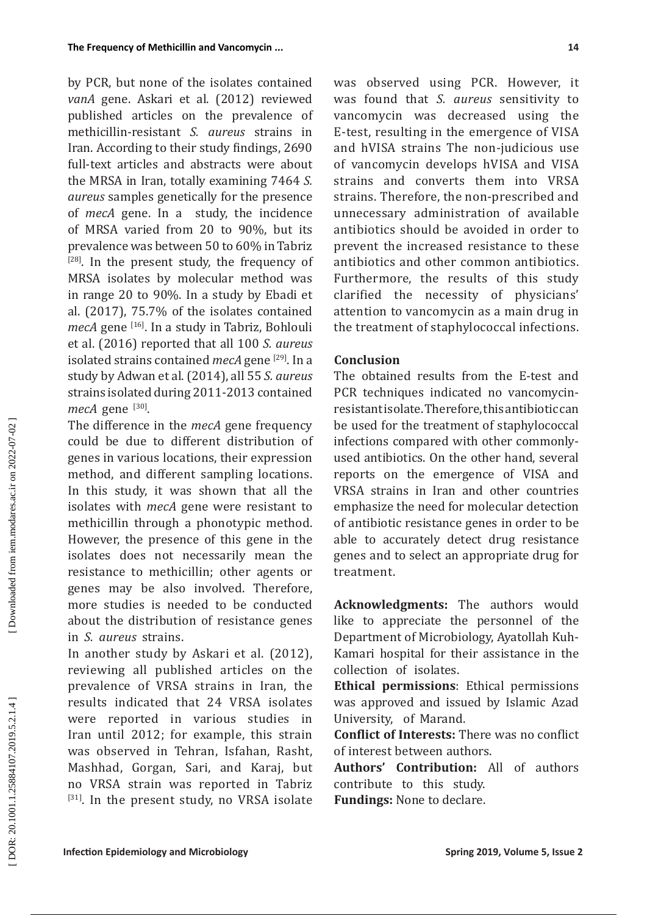by PCR, but none of the isolates contained *vanA* gene. Askari et al. (2012) reviewed published articles on the prevalence of methicillin-resistant *S. aureus* strains in Iran. According to their study findings, 2690 full-text articles and abstracts were about the MRSA in Iran, totally examining 7464 *S. aureus* samples genetically for the presence of *mecA* gene. In a study, the incidence of MRSA varied from 20 to 90%, but its prevalence was between 50 to 60% in Tabriz [28]. In the present study, the frequency of MRSA isolates by molecular method was in range 20 to 90%. In a study by Ebadi et al. (2017), 75.7% of the isolates contained *mecA* gene [16]. In a study in Tabriz, Bohlouli et al. (2016) reported that all 100 *S. aureus* isolated strains contained *mecA* gene [29]. In a study by Adwan et al. (2014), all 55 *S. aureus* strains isolated during 2011-2013 contained *mecA* gene [30].

The difference in the *mecA* gene frequency could be due to different distribution of genes in various locations, their expression method, and different sampling locations. In this study, it was shown that all the isolates with *mecA* gene were resistant to methicillin through a phonotypic method. However, the presence of this gene in the isolates does not necessarily mean the resistance to methicillin; other agents or genes may be also involved. Therefore, more studies is needed to be conducted about the distribution of resistance genes in *S. aureus* strains.

In another study by Askari et al. (2012), reviewing all published articles on the prevalence of VRSA strains in Iran, the results indicated that 24 VRSA isolates were reported in various studies in Iran until 2012; for example, this strain was observed in Tehran, Isfahan, Rasht, Mashhad, Gorgan, Sari, and Karaj, but no VRSA strain was reported in Tabriz [31]. In the present study, no VRSA isolate was observed using PCR. However, it was found that *S. aureus* sensitivity to vancomycin was decreased using the E-test, resulting in the emergence of VISA and hVISA strains The non-judicious use of vancomycin develops hVISA and VISA strains and converts them into VRSA strains. Therefore, the non-prescribed and unnecessary administration of available antibiotics should be avoided in order to prevent the increased resistance to these antibiotics and other common antibiotics. Furthermore, the results of this study clarified the necessity of physicians' attention to vancomycin as a main drug in the treatment of staphylococcal infections.

## Conclusion

The obtained results from the E-test and PCR techniques indicated no vancomycin-resistant isolate. Therefore, this antibiotic can be used for the treatment of staphylococcal infections compared with other commonly-used antibiotics. On the other hand, several reports on the emergence of VISA and VRSA strains in Iran and other countries emphasize the need for molecular detection of antibiotic resistance genes in order to be able to accurately detect drug resistance genes and to select an appropriate drug for treatment.

**Acknowledgments:** The authors would like to appreciate the personnel of the Department of Microbiology, Ayatollah Kuh-Kamari hospital for their assistance in the collection of isolates.

**Ethical permissions**: Ethical permissions was approved and issued by Islamic Azad University, of Marand.

**Conflict of Interests:** There was no conflict of interest between authors.

**Authors' Contribution:** All of authors contribute to this study.

**Fundings:** None to declare.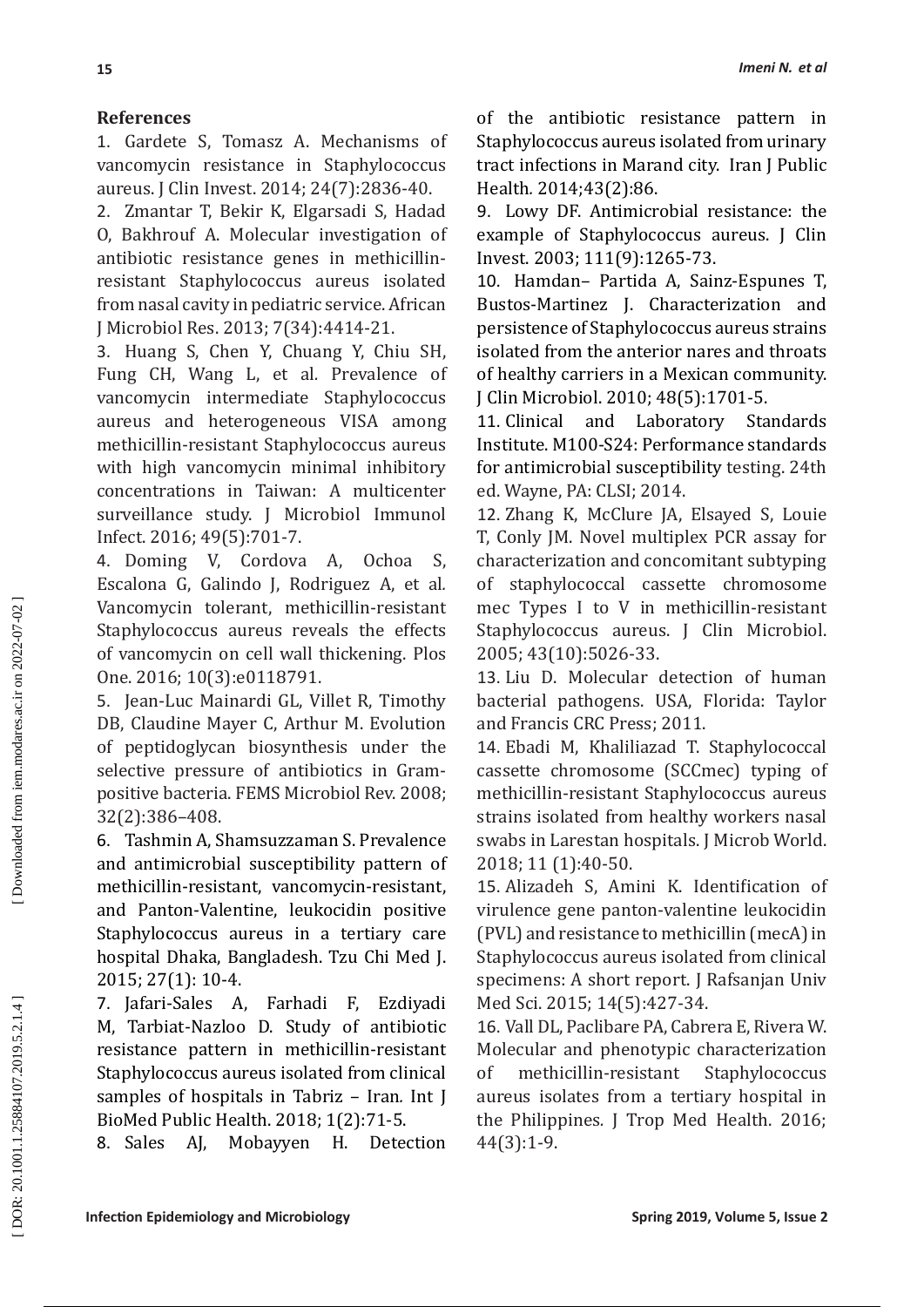## References

1. Gardete S, Tomasz A. Mechanisms of vancomycin resistance in Staphylococcus aureus. J Clin Invest. 2014; 24(7):2836-40.
2. Zmantar T, Bekir K, Elgarsadi S, Hadad O, Bakhrouf A. Molecular investigation of antibiotic resistance genes in methicillin-resistant Staphylococcus aureus isolated from nasal cavity in pediatric service. African J Microbiol Res. 2013; 7(34):4414-21.
3. Huang S, Chen Y, Chuang Y, Chiu SH, Fung CH, Wang L, et al. Prevalence of vancomycin intermediate Staphylococcus aureus and heterogeneous VISA among methicillin-resistant Staphylococcus aureus with high vancomycin minimal inhibitory concentrations in Taiwan: A multicenter surveillance study. J Microbiol Immunol Infect. 2016; 49(5):701-7.
4. Doming V, Cordova A, Ochoa S, Escalona G, Galindo J, Rodriguez A, et al. Vancomycin tolerant, methicillin-resistant Staphylococcus aureus reveals the effects of vancomycin on cell wall thickening. Plos One. 2016; 10(3):e0118791.
5. Jean-Luc Mainardi GL, Villet R, Timothy DB, Claudine Mayer C, Arthur M. Evolution of peptidoglycan biosynthesis under the selective pressure of antibiotics in Gram-positive bacteria. FEMS Microbiol Rev. 2008; 32(2):386–408.
6. Tashmin A, Shamsuzzaman S. Prevalence and antimicrobial susceptibility pattern of methicillin-resistant, vancomycin-resistant, and Panton-Valentine, leukocidin positive Staphylococcus aureus in a tertiary care hospital Dhaka, Bangladesh. Tzu Chi Med J. 2015; 27(1): 10-4.
7. Jafari-Sales A, Farhadi F, Ezdiyadi M, Tarbiat-Nazloo D. Study of antibiotic resistance pattern in methicillin-resistant Staphylococcus aureus isolated from clinical samples of hospitals in Tabriz – Iran. Int J BioMed Public Health. 2018; 1(2):71-5.
8. Sales AJ, Mobayyen H. Detection of the antibiotic resistance pattern in Staphylococcus aureus isolated from urinary tract infections in Marand city. Iran J Public Health. 2014;43(2):86.
9. Lowy DF. Antimicrobial resistance: the example of Staphylococcus aureus. J Clin Invest. 2003; 111(9):1265-73.
10. Hamdan– Partida A, Sainz-Espunes T, Bustos-Martinez J. Characterization and persistence of Staphylococcus aureus strains isolated from the anterior nares and throats of healthy carriers in a Mexican community. J Clin Microbiol. 2010; 48(5):1701-5.
11. Clinical and Laboratory Standards Institute. M100-S24: Performance standards for antimicrobial susceptibility testing. 24th ed. Wayne, PA: CLSI; 2014.
12. Zhang K, McClure JA, Elsayed S, Louie T, Conly JM. Novel multiplex PCR assay for characterization and concomitant subtyping of staphylococcal cassette chromosome mec Types I to V in methicillin-resistant Staphylococcus aureus. J Clin Microbiol. 2005; 43(10):5026-33.
13. Liu D. Molecular detection of human bacterial pathogens. USA, Florida: Taylor and Francis CRC Press; 2011.
14. Ebadi M, Khaliliazad T. Staphylococcal cassette chromosome (SCCmec) typing of methicillin-resistant Staphylococcus aureus strains isolated from healthy workers nasal swabs in Larestan hospitals. J Microb World. 2018; 11 (1):40-50.
15. Alizadeh S, Amini K. Identification of virulence gene panton-valentine leukocidin (PVL) and resistance to methicillin (mecA) in Staphylococcus aureus isolated from clinical specimens: A short report. J Rafsanjan Univ Med Sci. 2015; 14(5):427-34.
16. Vall DL, Paclibare PA, Cabrera E, Rivera W. Molecular and phenotypic characterization of methicillin-resistant Staphylococcus aureus isolates from a tertiary hospital in the Philippines. J Trop Med Health. 2016; 44(3):1-9.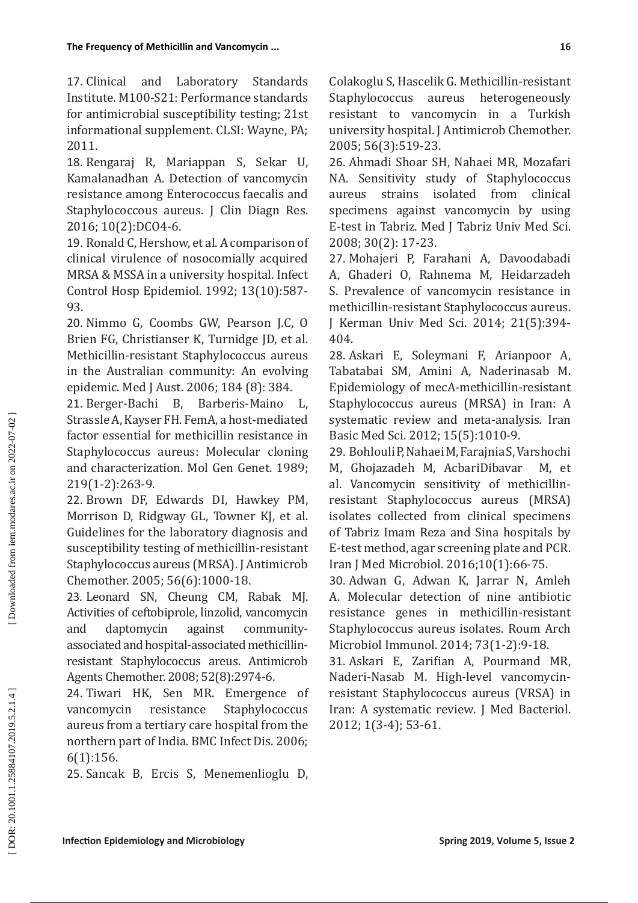17. Clinical and Laboratory Standards Institute. M100-S21: Performance standards for antimicrobial susceptibility testing; 21st informational supplement. CLSI: Wayne, PA; 2011.

18. Rengaraj R, Mariappan S, Sekar U, Kamalanadhan A. Detection of vancomycin resistance among Enterococcus faecalis and Staphylococcous aureus. J Clin Diagn Res. 2016; 10(2):DCO4-6.

19. Ronald C, Hershow, et al. A comparison of clinical virulence of nosocomially acquired MRSA & MSSA in a university hospital. Infect Control Hosp Epidemiol. 1992; 13(10):587-93.

20. Nimmo G, Coombs GW, Pearson J.C, O Brien FG, Christianser K, Turnidge JD, et al. Methicillin-resistant Staphylococcus aureus in the Australian community: An evolving epidemic. Med J Aust. 2006; 184 (8): 384.

21. Berger-Bachi B, Barberis-Maino L, Strassle A, Kayser FH. FemA, a host-mediated factor essential for methicillin resistance in Staphylococcus aureus: Molecular cloning and characterization. Mol Gen Genet. 1989; 219(1-2):263-9.

22. Brown DF, Edwards DI, Hawkey PM, Morrison D, Ridgway GL, Towner KJ, et al. Guidelines for the laboratory diagnosis and susceptibility testing of methicillin-resistant Staphylococcus aureus (MRSA). J Antimicrob Chemother. 2005; 56(6):1000-18.

23. Leonard SN, Cheung CM, Rabak MJ. Activities of ceftobiprole, linzolid, vancomycin and daptomycin against community-associated and hospital-associated methicillin-resistant Staphylococcus areus. Antimicrob Agents Chemother. 2008; 52(8):2974-6.

24. Tiwari HK, Sen MR. Emergence of vancomycin resistance Staphylococcus aureus from a tertiary care hospital from the northern part of India. BMC Infect Dis. 2006; 6(1):156.

25. Sancak B, Ercis S, Menemenlioglu D, Colakoglu S, Hascelik G. Methicillin-resistant Staphylococcus aureus heterogeneously resistant to vancomycin in a Turkish university hospital. J Antimicrob Chemother. 2005; 56(3):519-23.

26. Ahmadi Shoar SH, Nahaei MR, Mozafari NA. Sensitivity study of Staphylococcus aureus strains isolated from clinical specimens against vancomycin by using E-test in Tabriz. Med J Tabriz Univ Med Sci. 2008; 30(2): 17-23.

27. Mohajeri P, Farahani A, Davoodabadi A, Ghaderi O, Rahnema M, Heidarzadeh S. Prevalence of vancomycin resistance in methicillin-resistant Staphylococcus aureus. J Kerman Univ Med Sci. 2014; 21(5):394-404.

28. Askari E, Soleymani F, Arianpoor A, Tabatabai SM, Amini A, Naderinasab M. Epidemiology of mecA-methicillin-resistant Staphylococcus aureus (MRSA) in Iran: A systematic review and meta-analysis. Iran Basic Med Sci. 2012; 15(5):1010-9.

29. Bohlouli P, Nahaei M, Farajnia S, Varshochi M, Ghojazadeh M, AcbariDibavar M, et al. Vancomycin sensitivity of methicillin-resistant Staphylococcus aureus (MRSA) isolates collected from clinical specimens of Tabriz Imam Reza and Sina hospitals by E-test method, agar screening plate and PCR. Iran J Med Microbiol. 2016;10(1):66-75.

30. Adwan G, Adwan K, Jarrar N, Amleh A. Molecular detection of nine antibiotic resistance genes in methicillin-resistant Staphylococcus aureus isolates. Roum Arch Microbiol Immunol. 2014; 73(1-2):9-18.

31. Askari E, Zarifian A, Pourmand MR, Naderi-Nasab M. High-level vancomycin-resistant Staphylococcus aureus (VRSA) in Iran: A systematic review. J Med Bacteriol. 2012; 1(3-4); 53-61.